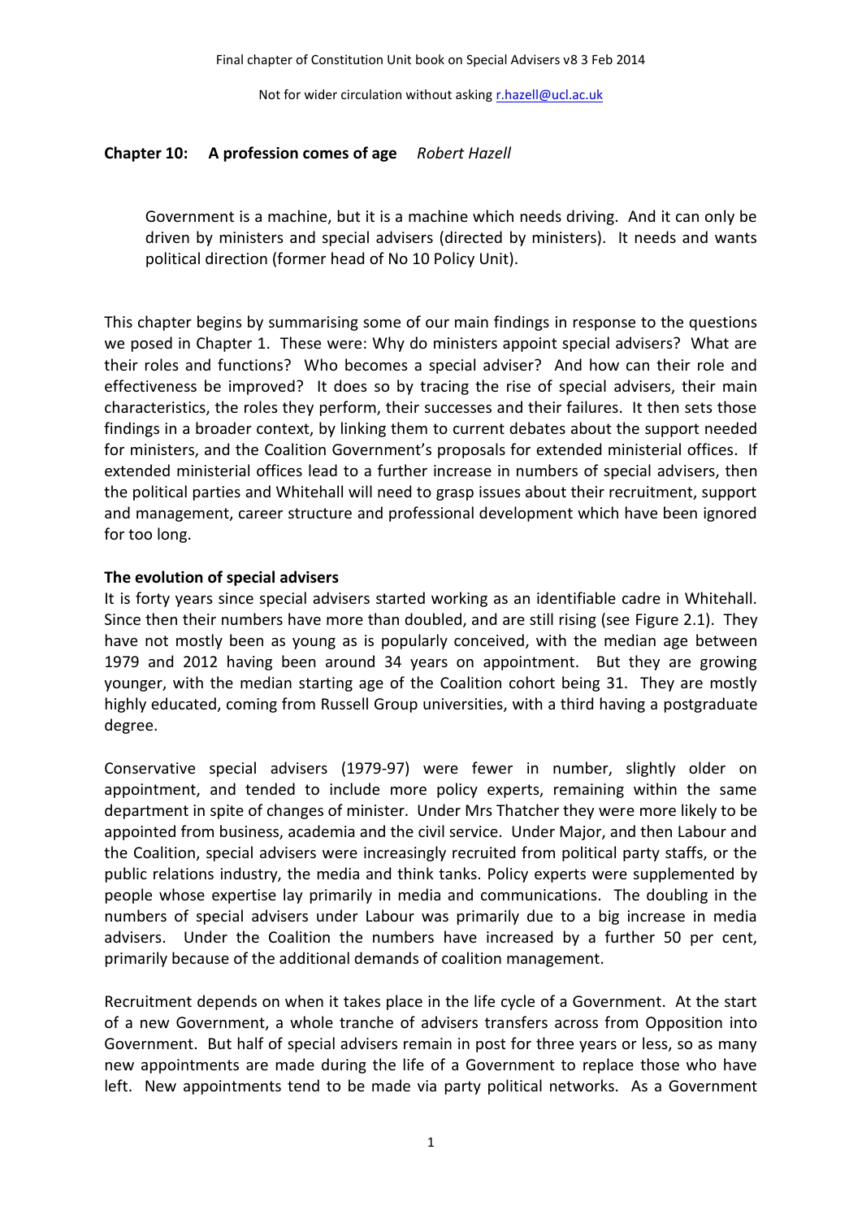Final chapter of Constitution Unit book on Special Advisers v8 3 Feb 2014

Not for wider circulation without asking r.hazell@ucl.ac.uk

## Chapter 10: A profession comes of age *Robert Hazell*

> Government is a machine, but it is a machine which needs driving. And it can only be driven by ministers and special advisers (directed by ministers). It needs and wants political direction (former head of No 10 Policy Unit).

This chapter begins by summarising some of our main findings in response to the questions we posed in Chapter 1. These were: Why do ministers appoint special advisers? What are their roles and functions? Who becomes a special adviser? And how can their role and effectiveness be improved? It does so by tracing the rise of special advisers, their main characteristics, the roles they perform, their successes and their failures. It then sets those findings in a broader context, by linking them to current debates about the support needed for ministers, and the Coalition Government's proposals for extended ministerial offices. If extended ministerial offices lead to a further increase in numbers of special advisers, then the political parties and Whitehall will need to grasp issues about their recruitment, support and management, career structure and professional development which have been ignored for too long.

### The evolution of special advisers

It is forty years since special advisers started working as an identifiable cadre in Whitehall. Since then their numbers have more than doubled, and are still rising (see Figure 2.1). They have not mostly been as young as is popularly conceived, with the median age between 1979 and 2012 having been around 34 years on appointment. But they are growing younger, with the median starting age of the Coalition cohort being 31. They are mostly highly educated, coming from Russell Group universities, with a third having a postgraduate degree.

Conservative special advisers (1979-97) were fewer in number, slightly older on appointment, and tended to include more policy experts, remaining within the same department in spite of changes of minister. Under Mrs Thatcher they were more likely to be appointed from business, academia and the civil service. Under Major, and then Labour and the Coalition, special advisers were increasingly recruited from political party staffs, or the public relations industry, the media and think tanks. Policy experts were supplemented by people whose expertise lay primarily in media and communications. The doubling in the numbers of special advisers under Labour was primarily due to a big increase in media advisers. Under the Coalition the numbers have increased by a further 50 per cent, primarily because of the additional demands of coalition management.

Recruitment depends on when it takes place in the life cycle of a Government. At the start of a new Government, a whole tranche of advisers transfers across from Opposition into Government. But half of special advisers remain in post for three years or less, so as many new appointments are made during the life of a Government to replace those who have left. New appointments tend to be made via party political networks. As a Government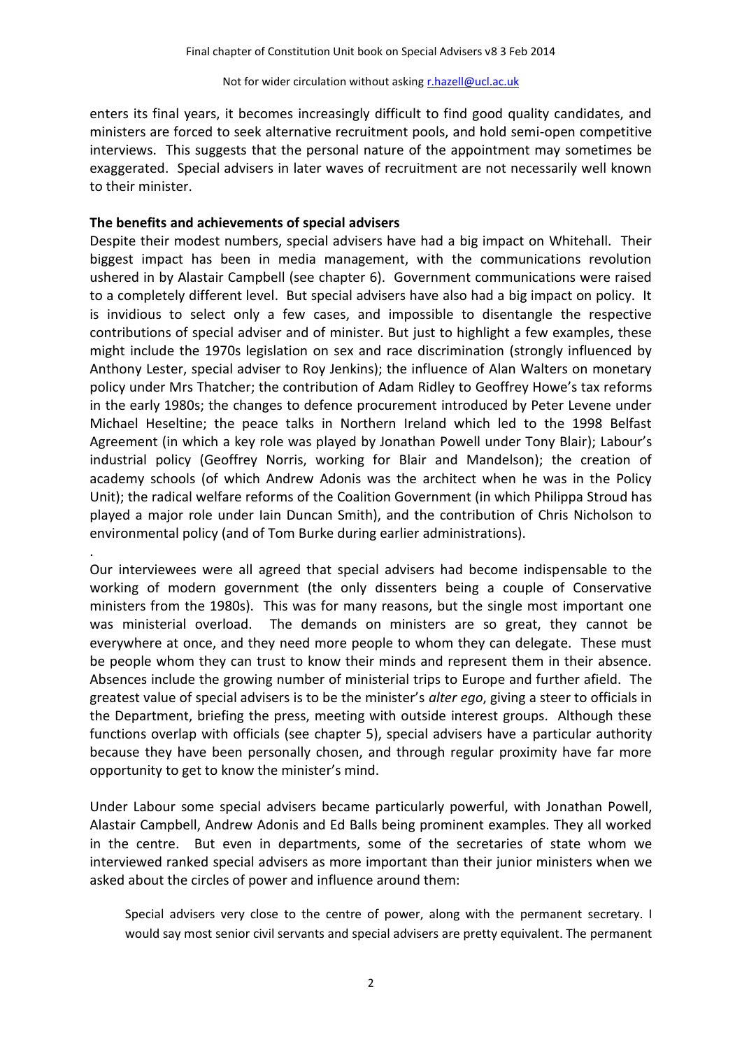enters its final years, it becomes increasingly difficult to find good quality candidates, and ministers are forced to seek alternative recruitment pools, and hold semi-open competitive interviews. This suggests that the personal nature of the appointment may sometimes be exaggerated. Special advisers in later waves of recruitment are not necessarily well known to their minister.

**The benefits and achievements of special advisers**

Despite their modest numbers, special advisers have had a big impact on Whitehall. Their biggest impact has been in media management, with the communications revolution ushered in by Alastair Campbell (see chapter 6). Government communications were raised to a completely different level. But special advisers have also had a big impact on policy. It is invidious to select only a few cases, and impossible to disentangle the respective contributions of special adviser and of minister. But just to highlight a few examples, these might include the 1970s legislation on sex and race discrimination (strongly influenced by Anthony Lester, special adviser to Roy Jenkins); the influence of Alan Walters on monetary policy under Mrs Thatcher; the contribution of Adam Ridley to Geoffrey Howe's tax reforms in the early 1980s; the changes to defence procurement introduced by Peter Levene under Michael Heseltine; the peace talks in Northern Ireland which led to the 1998 Belfast Agreement (in which a key role was played by Jonathan Powell under Tony Blair); Labour's industrial policy (Geoffrey Norris, working for Blair and Mandelson); the creation of academy schools (of which Andrew Adonis was the architect when he was in the Policy Unit); the radical welfare reforms of the Coalition Government (in which Philippa Stroud has played a major role under Iain Duncan Smith), and the contribution of Chris Nicholson to environmental policy (and of Tom Burke during earlier administrations).

.

Our interviewees were all agreed that special advisers had become indispensable to the working of modern government (the only dissenters being a couple of Conservative ministers from the 1980s). This was for many reasons, but the single most important one was ministerial overload. The demands on ministers are so great, they cannot be everywhere at once, and they need more people to whom they can delegate. These must be people whom they can trust to know their minds and represent them in their absence. Absences include the growing number of ministerial trips to Europe and further afield. The greatest value of special advisers is to be the minister's *alter ego*, giving a steer to officials in the Department, briefing the press, meeting with outside interest groups. Although these functions overlap with officials (see chapter 5), special advisers have a particular authority because they have been personally chosen, and through regular proximity have far more opportunity to get to know the minister's mind.

Under Labour some special advisers became particularly powerful, with Jonathan Powell, Alastair Campbell, Andrew Adonis and Ed Balls being prominent examples. They all worked in the centre. But even in departments, some of the secretaries of state whom we interviewed ranked special advisers as more important than their junior ministers when we asked about the circles of power and influence around them:

> Special advisers very close to the centre of power, along with the permanent secretary. I would say most senior civil servants and special advisers are pretty equivalent. The permanent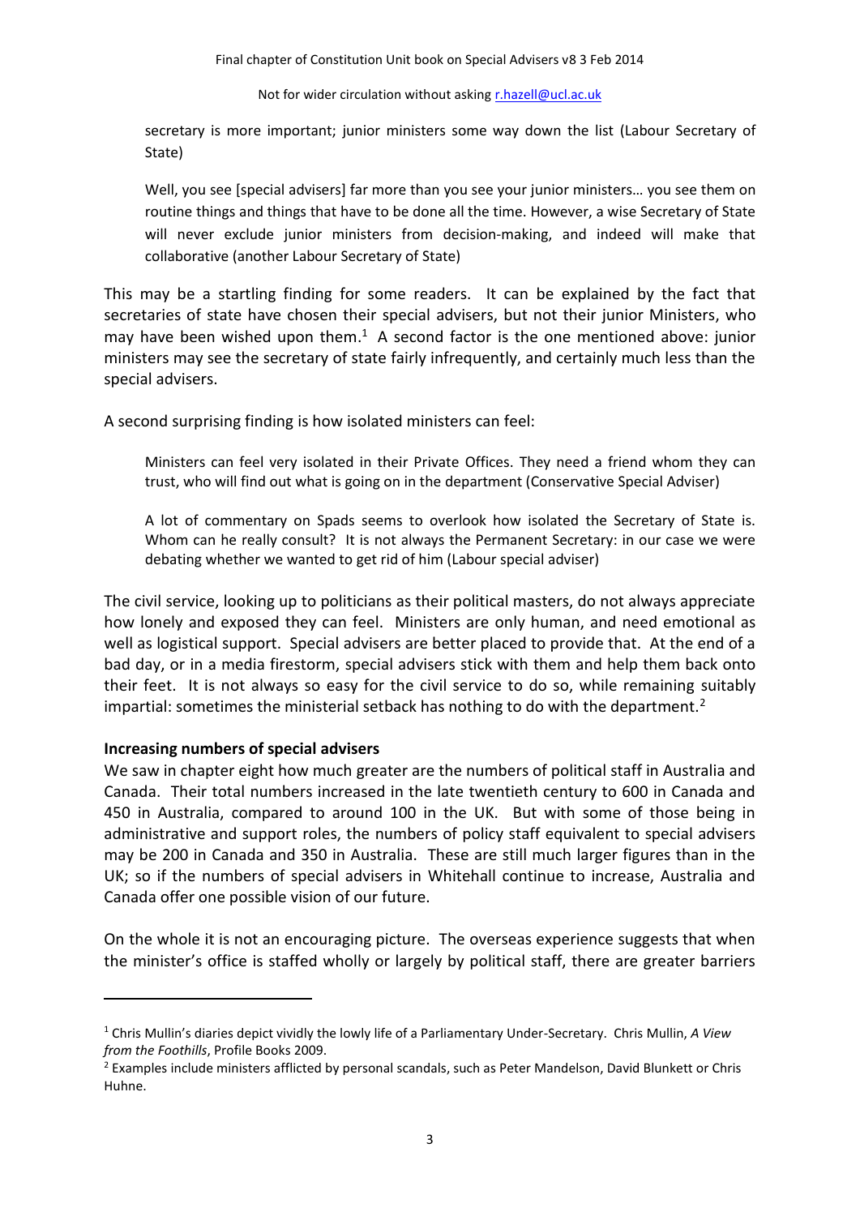> secretary is more important; junior ministers some way down the list (Labour Secretary of State)

> Well, you see [special advisers] far more than you see your junior ministers… you see them on routine things and things that have to be done all the time. However, a wise Secretary of State will never exclude junior ministers from decision-making, and indeed will make that collaborative (another Labour Secretary of State)

This may be a startling finding for some readers. It can be explained by the fact that secretaries of state have chosen their special advisers, but not their junior Ministers, who may have been wished upon them.[1] A second factor is the one mentioned above: junior ministers may see the secretary of state fairly infrequently, and certainly much less than the special advisers.

A second surprising finding is how isolated ministers can feel:

> Ministers can feel very isolated in their Private Offices. They need a friend whom they can trust, who will find out what is going on in the department (Conservative Special Adviser)

> A lot of commentary on Spads seems to overlook how isolated the Secretary of State is. Whom can he really consult? It is not always the Permanent Secretary: in our case we were debating whether we wanted to get rid of him (Labour special adviser)

The civil service, looking up to politicians as their political masters, do not always appreciate how lonely and exposed they can feel. Ministers are only human, and need emotional as well as logistical support. Special advisers are better placed to provide that. At the end of a bad day, or in a media firestorm, special advisers stick with them and help them back onto their feet. It is not always so easy for the civil service to do so, while remaining suitably impartial: sometimes the ministerial setback has nothing to do with the department.[2]

**Increasing numbers of special advisers**

We saw in chapter eight how much greater are the numbers of political staff in Australia and Canada. Their total numbers increased in the late twentieth century to 600 in Canada and 450 in Australia, compared to around 100 in the UK. But with some of those being in administrative and support roles, the numbers of policy staff equivalent to special advisers may be 200 in Canada and 350 in Australia. These are still much larger figures than in the UK; so if the numbers of special advisers in Whitehall continue to increase, Australia and Canada offer one possible vision of our future.

On the whole it is not an encouraging picture. The overseas experience suggests that when the minister's office is staffed wholly or largely by political staff, there are greater barriers

---

[1] Chris Mullin's diaries depict vividly the lowly life of a Parliamentary Under-Secretary. Chris Mullin, *A View from the Foothills*, Profile Books 2009.

[2] Examples include ministers afflicted by personal scandals, such as Peter Mandelson, David Blunkett or Chris Huhne.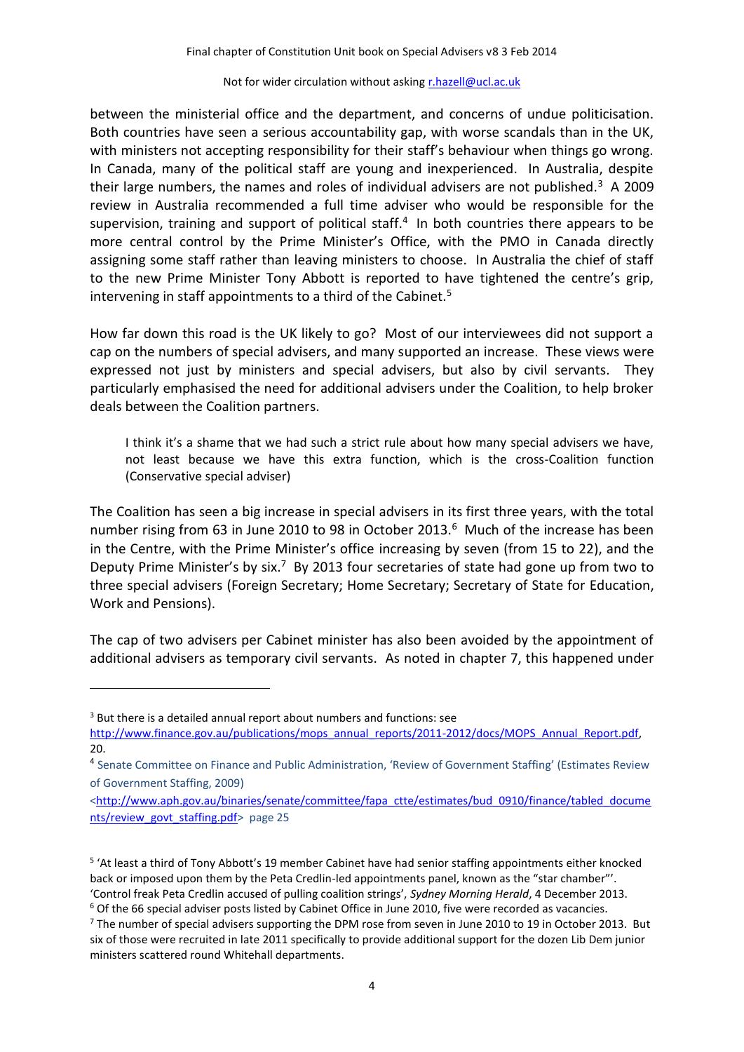between the ministerial office and the department, and concerns of undue politicisation. Both countries have seen a serious accountability gap, with worse scandals than in the UK, with ministers not accepting responsibility for their staff's behaviour when things go wrong. In Canada, many of the political staff are young and inexperienced. In Australia, despite their large numbers, the names and roles of individual advisers are not published.[3] A 2009 review in Australia recommended a full time adviser who would be responsible for the supervision, training and support of political staff.[4] In both countries there appears to be more central control by the Prime Minister's Office, with the PMO in Canada directly assigning some staff rather than leaving ministers to choose. In Australia the chief of staff to the new Prime Minister Tony Abbott is reported to have tightened the centre's grip, intervening in staff appointments to a third of the Cabinet.[5]

How far down this road is the UK likely to go? Most of our interviewees did not support a cap on the numbers of special advisers, and many supported an increase. These views were expressed not just by ministers and special advisers, but also by civil servants. They particularly emphasised the need for additional advisers under the Coalition, to help broker deals between the Coalition partners.

> I think it's a shame that we had such a strict rule about how many special advisers we have, not least because we have this extra function, which is the cross-Coalition function (Conservative special adviser)

The Coalition has seen a big increase in special advisers in its first three years, with the total number rising from 63 in June 2010 to 98 in October 2013.[6] Much of the increase has been in the Centre, with the Prime Minister's office increasing by seven (from 15 to 22), and the Deputy Prime Minister's by six.[7] By 2013 four secretaries of state had gone up from two to three special advisers (Foreign Secretary; Home Secretary; Secretary of State for Education, Work and Pensions).

The cap of two advisers per Cabinet minister has also been avoided by the appointment of additional advisers as temporary civil servants. As noted in chapter 7, this happened under

---

[3] But there is a detailed annual report about numbers and functions: see http://www.finance.gov.au/publications/mops_annual_reports/2011-2012/docs/MOPS_Annual_Report.pdf, 20.

[4] Senate Committee on Finance and Public Administration, 'Review of Government Staffing' (Estimates Review of Government Staffing, 2009) <http://www.aph.gov.au/binaries/senate/committee/fapa_ctte/estimates/bud_0910/finance/tabled_documents/review_govt_staffing.pdf> page 25

[5] 'At least a third of Tony Abbott's 19 member Cabinet have had senior staffing appointments either knocked back or imposed upon them by the Peta Credlin-led appointments panel, known as the "star chamber"'. 'Control freak Peta Credlin accused of pulling coalition strings', *Sydney Morning Herald*, 4 December 2013.

[6] Of the 66 special adviser posts listed by Cabinet Office in June 2010, five were recorded as vacancies.

[7] The number of special advisers supporting the DPM rose from seven in June 2010 to 19 in October 2013. But six of those were recruited in late 2011 specifically to provide additional support for the dozen Lib Dem junior ministers scattered round Whitehall departments.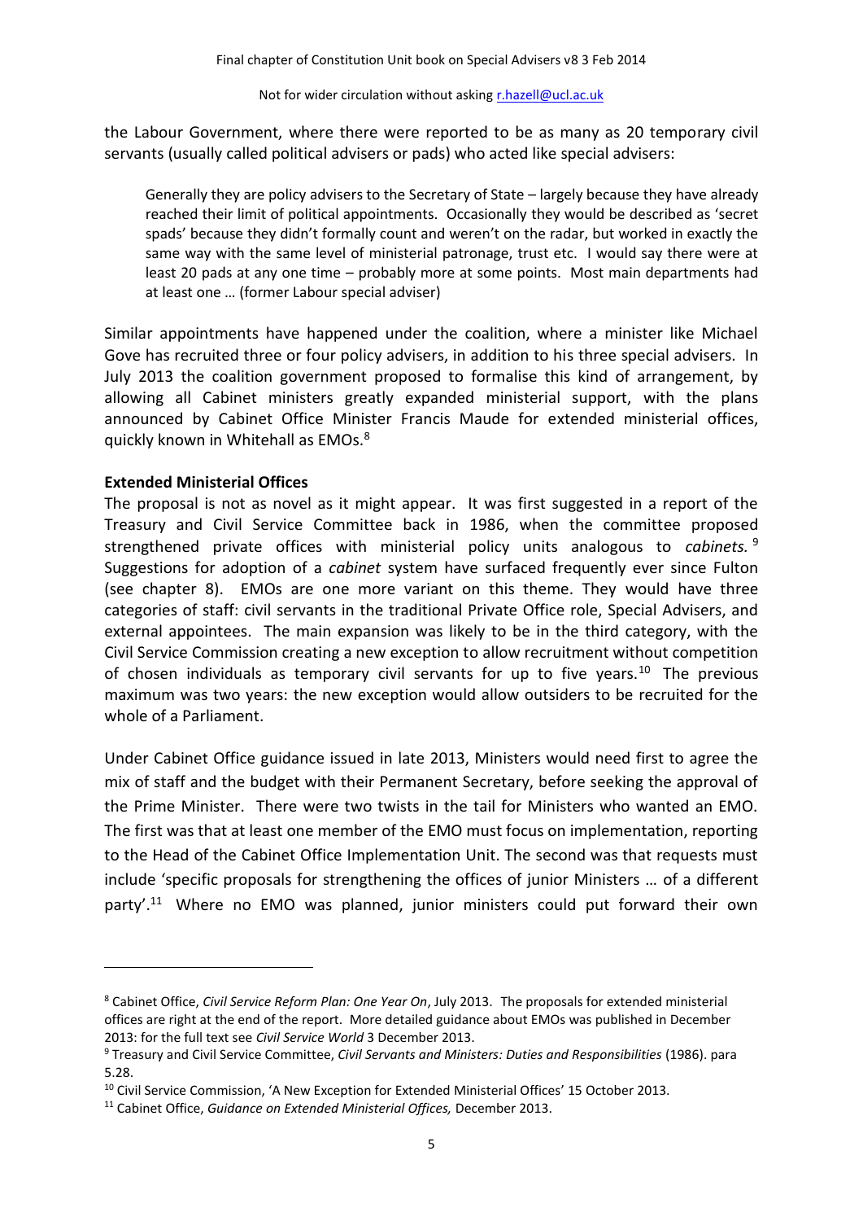the Labour Government, where there were reported to be as many as 20 temporary civil servants (usually called political advisers or pads) who acted like special advisers:

> Generally they are policy advisers to the Secretary of State – largely because they have already reached their limit of political appointments. Occasionally they would be described as 'secret spads' because they didn't formally count and weren't on the radar, but worked in exactly the same way with the same level of ministerial patronage, trust etc. I would say there were at least 20 pads at any one time – probably more at some points. Most main departments had at least one … (former Labour special adviser)

Similar appointments have happened under the coalition, where a minister like Michael Gove has recruited three or four policy advisers, in addition to his three special advisers. In July 2013 the coalition government proposed to formalise this kind of arrangement, by allowing all Cabinet ministers greatly expanded ministerial support, with the plans announced by Cabinet Office Minister Francis Maude for extended ministerial offices, quickly known in Whitehall as EMOs.[8]

**Extended Ministerial Offices**

The proposal is not as novel as it might appear. It was first suggested in a report of the Treasury and Civil Service Committee back in 1986, when the committee proposed strengthened private offices with ministerial policy units analogous to *cabinets.*[9] Suggestions for adoption of a *cabinet* system have surfaced frequently ever since Fulton (see chapter 8). EMOs are one more variant on this theme. They would have three categories of staff: civil servants in the traditional Private Office role, Special Advisers, and external appointees. The main expansion was likely to be in the third category, with the Civil Service Commission creating a new exception to allow recruitment without competition of chosen individuals as temporary civil servants for up to five years.[10] The previous maximum was two years: the new exception would allow outsiders to be recruited for the whole of a Parliament.

Under Cabinet Office guidance issued in late 2013, Ministers would need first to agree the mix of staff and the budget with their Permanent Secretary, before seeking the approval of the Prime Minister. There were two twists in the tail for Ministers who wanted an EMO. The first was that at least one member of the EMO must focus on implementation, reporting to the Head of the Cabinet Office Implementation Unit. The second was that requests must include 'specific proposals for strengthening the offices of junior Ministers … of a different party'.[11] Where no EMO was planned, junior ministers could put forward their own

---

[8] Cabinet Office, *Civil Service Reform Plan: One Year On*, July 2013. The proposals for extended ministerial offices are right at the end of the report. More detailed guidance about EMOs was published in December 2013: for the full text see *Civil Service World* 3 December 2013.

[9] Treasury and Civil Service Committee, *Civil Servants and Ministers: Duties and Responsibilities* (1986). para 5.28.

[10] Civil Service Commission, 'A New Exception for Extended Ministerial Offices' 15 October 2013.

[11] Cabinet Office, *Guidance on Extended Ministerial Offices,* December 2013.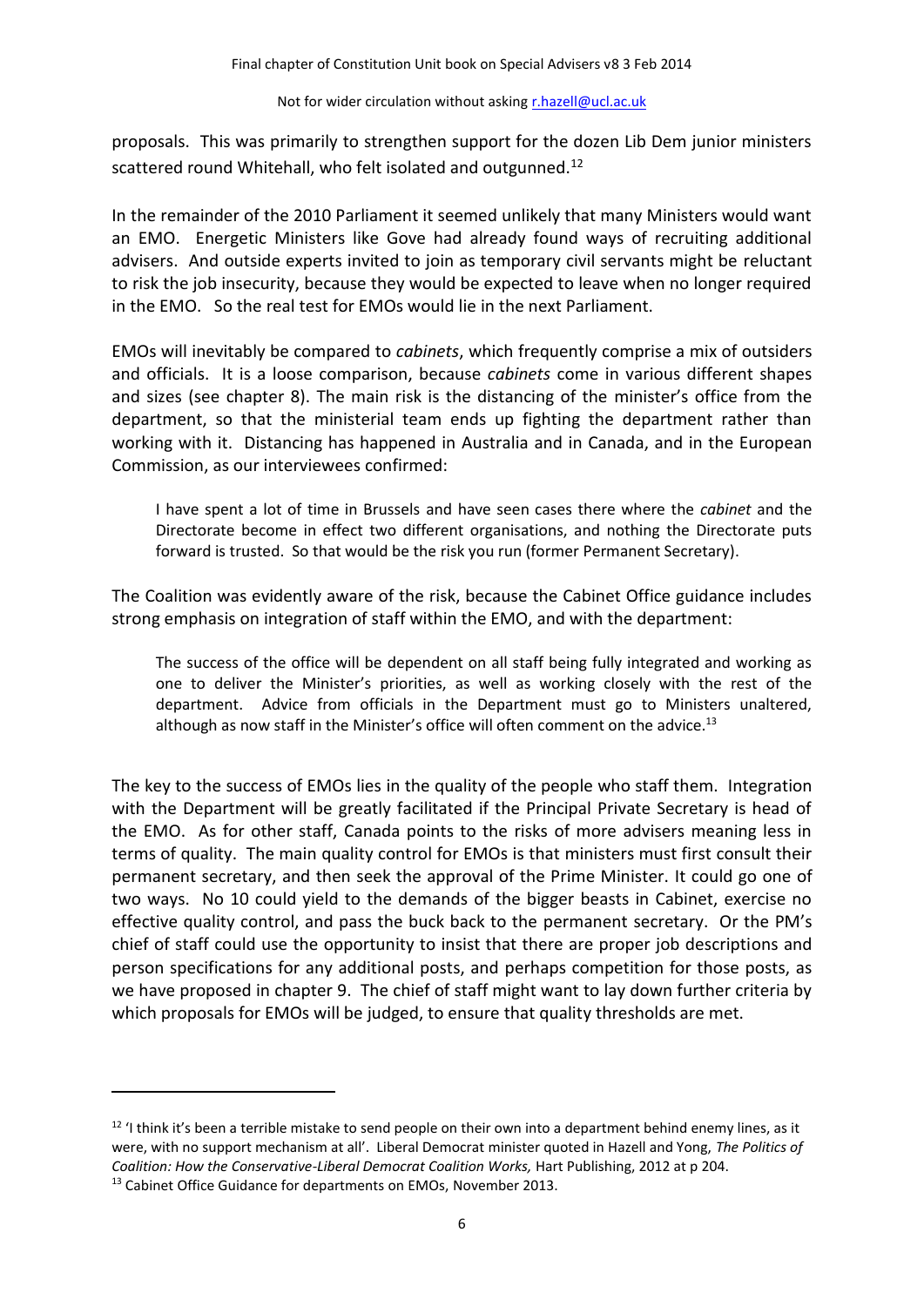proposals. This was primarily to strengthen support for the dozen Lib Dem junior ministers scattered round Whitehall, who felt isolated and outgunned.[12]

In the remainder of the 2010 Parliament it seemed unlikely that many Ministers would want an EMO. Energetic Ministers like Gove had already found ways of recruiting additional advisers. And outside experts invited to join as temporary civil servants might be reluctant to risk the job insecurity, because they would be expected to leave when no longer required in the EMO. So the real test for EMOs would lie in the next Parliament.

EMOs will inevitably be compared to *cabinets*, which frequently comprise a mix of outsiders and officials. It is a loose comparison, because *cabinets* come in various different shapes and sizes (see chapter 8). The main risk is the distancing of the minister's office from the department, so that the ministerial team ends up fighting the department rather than working with it. Distancing has happened in Australia and in Canada, and in the European Commission, as our interviewees confirmed:

> I have spent a lot of time in Brussels and have seen cases there where the *cabinet* and the Directorate become in effect two different organisations, and nothing the Directorate puts forward is trusted. So that would be the risk you run (former Permanent Secretary).

The Coalition was evidently aware of the risk, because the Cabinet Office guidance includes strong emphasis on integration of staff within the EMO, and with the department:

> The success of the office will be dependent on all staff being fully integrated and working as one to deliver the Minister's priorities, as well as working closely with the rest of the department. Advice from officials in the Department must go to Ministers unaltered, although as now staff in the Minister's office will often comment on the advice.[13]

The key to the success of EMOs lies in the quality of the people who staff them. Integration with the Department will be greatly facilitated if the Principal Private Secretary is head of the EMO. As for other staff, Canada points to the risks of more advisers meaning less in terms of quality. The main quality control for EMOs is that ministers must first consult their permanent secretary, and then seek the approval of the Prime Minister. It could go one of two ways. No 10 could yield to the demands of the bigger beasts in Cabinet, exercise no effective quality control, and pass the buck back to the permanent secretary. Or the PM's chief of staff could use the opportunity to insist that there are proper job descriptions and person specifications for any additional posts, and perhaps competition for those posts, as we have proposed in chapter 9. The chief of staff might want to lay down further criteria by which proposals for EMOs will be judged, to ensure that quality thresholds are met.

---

[12] 'I think it's been a terrible mistake to send people on their own into a department behind enemy lines, as it were, with no support mechanism at all'. Liberal Democrat minister quoted in Hazell and Yong, *The Politics of Coalition: How the Conservative-Liberal Democrat Coalition Works,* Hart Publishing, 2012 at p 204.

[13] Cabinet Office Guidance for departments on EMOs, November 2013.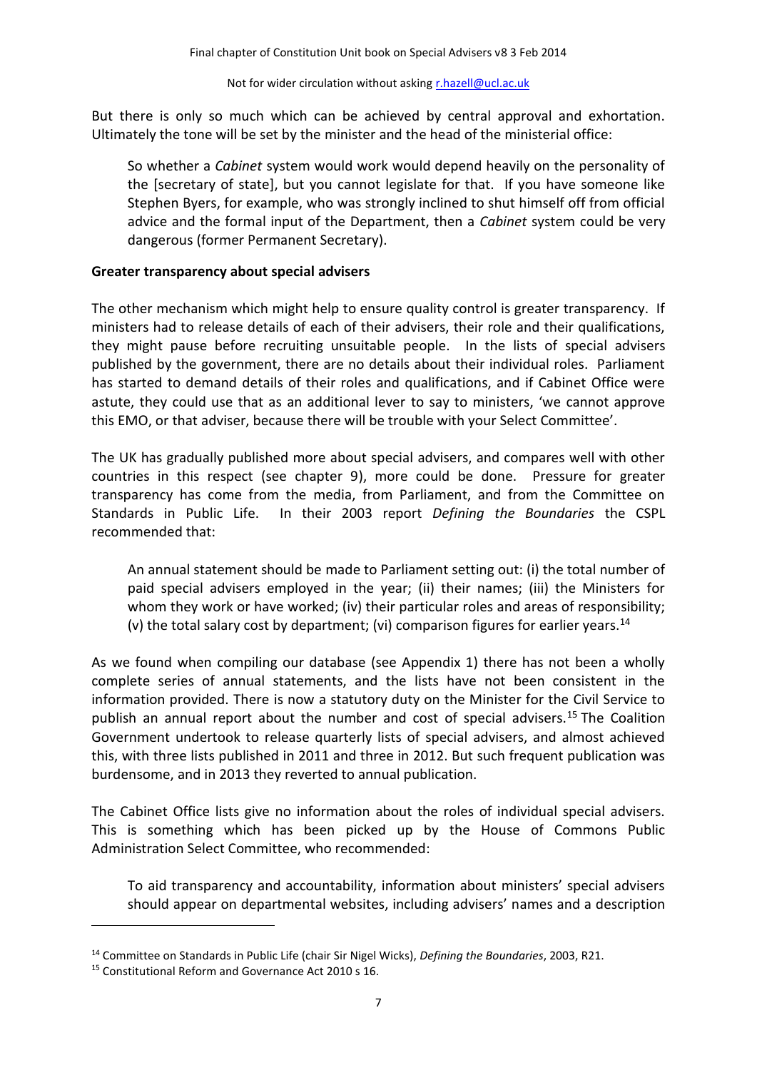But there is only so much which can be achieved by central approval and exhortation. Ultimately the tone will be set by the minister and the head of the ministerial office:

> So whether a *Cabinet* system would work would depend heavily on the personality of the [secretary of state], but you cannot legislate for that. If you have someone like Stephen Byers, for example, who was strongly inclined to shut himself off from official advice and the formal input of the Department, then a *Cabinet* system could be very dangerous (former Permanent Secretary).

**Greater transparency about special advisers**

The other mechanism which might help to ensure quality control is greater transparency. If ministers had to release details of each of their advisers, their role and their qualifications, they might pause before recruiting unsuitable people. In the lists of special advisers published by the government, there are no details about their individual roles. Parliament has started to demand details of their roles and qualifications, and if Cabinet Office were astute, they could use that as an additional lever to say to ministers, 'we cannot approve this EMO, or that adviser, because there will be trouble with your Select Committee'.

The UK has gradually published more about special advisers, and compares well with other countries in this respect (see chapter 9), more could be done. Pressure for greater transparency has come from the media, from Parliament, and from the Committee on Standards in Public Life. In their 2003 report *Defining the Boundaries* the CSPL recommended that:

> An annual statement should be made to Parliament setting out: (i) the total number of paid special advisers employed in the year; (ii) their names; (iii) the Ministers for whom they work or have worked; (iv) their particular roles and areas of responsibility; (v) the total salary cost by department; (vi) comparison figures for earlier years.[14]

As we found when compiling our database (see Appendix 1) there has not been a wholly complete series of annual statements, and the lists have not been consistent in the information provided. There is now a statutory duty on the Minister for the Civil Service to publish an annual report about the number and cost of special advisers.[15] The Coalition Government undertook to release quarterly lists of special advisers, and almost achieved this, with three lists published in 2011 and three in 2012. But such frequent publication was burdensome, and in 2013 they reverted to annual publication.

The Cabinet Office lists give no information about the roles of individual special advisers. This is something which has been picked up by the House of Commons Public Administration Select Committee, who recommended:

> To aid transparency and accountability, information about ministers' special advisers should appear on departmental websites, including advisers' names and a description

---

[14] Committee on Standards in Public Life (chair Sir Nigel Wicks), *Defining the Boundaries*, 2003, R21.

[15] Constitutional Reform and Governance Act 2010 s 16.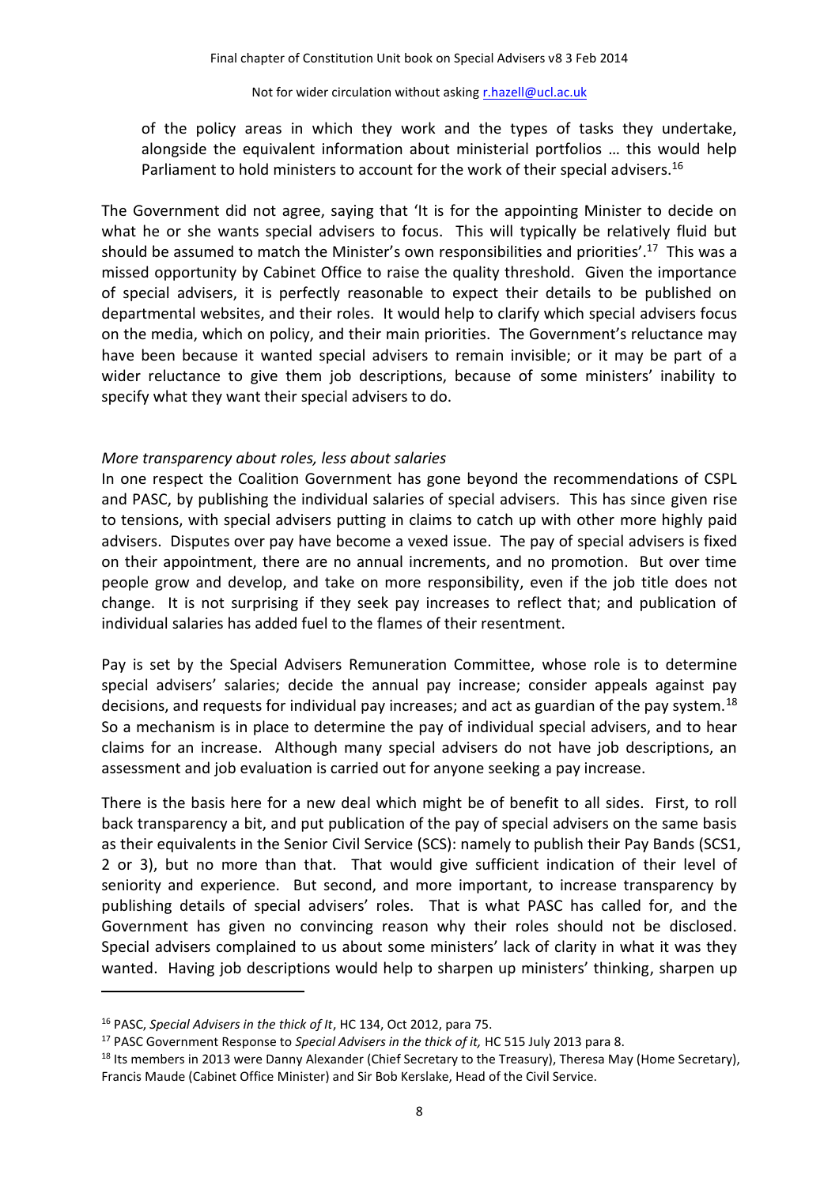of the policy areas in which they work and the types of tasks they undertake, alongside the equivalent information about ministerial portfolios … this would help Parliament to hold ministers to account for the work of their special advisers.[16]

The Government did not agree, saying that 'It is for the appointing Minister to decide on what he or she wants special advisers to focus. This will typically be relatively fluid but should be assumed to match the Minister's own responsibilities and priorities'.[17] This was a missed opportunity by Cabinet Office to raise the quality threshold. Given the importance of special advisers, it is perfectly reasonable to expect their details to be published on departmental websites, and their roles. It would help to clarify which special advisers focus on the media, which on policy, and their main priorities. The Government's reluctance may have been because it wanted special advisers to remain invisible; or it may be part of a wider reluctance to give them job descriptions, because of some ministers' inability to specify what they want their special advisers to do.

*More transparency about roles, less about salaries*

In one respect the Coalition Government has gone beyond the recommendations of CSPL and PASC, by publishing the individual salaries of special advisers. This has since given rise to tensions, with special advisers putting in claims to catch up with other more highly paid advisers. Disputes over pay have become a vexed issue. The pay of special advisers is fixed on their appointment, there are no annual increments, and no promotion. But over time people grow and develop, and take on more responsibility, even if the job title does not change. It is not surprising if they seek pay increases to reflect that; and publication of individual salaries has added fuel to the flames of their resentment.

Pay is set by the Special Advisers Remuneration Committee, whose role is to determine special advisers' salaries; decide the annual pay increase; consider appeals against pay decisions, and requests for individual pay increases; and act as guardian of the pay system.[18] So a mechanism is in place to determine the pay of individual special advisers, and to hear claims for an increase. Although many special advisers do not have job descriptions, an assessment and job evaluation is carried out for anyone seeking a pay increase.

There is the basis here for a new deal which might be of benefit to all sides. First, to roll back transparency a bit, and put publication of the pay of special advisers on the same basis as their equivalents in the Senior Civil Service (SCS): namely to publish their Pay Bands (SCS1, 2 or 3), but no more than that. That would give sufficient indication of their level of seniority and experience. But second, and more important, to increase transparency by publishing details of special advisers' roles. That is what PASC has called for, and the Government has given no convincing reason why their roles should not be disclosed. Special advisers complained to us about some ministers' lack of clarity in what it was they wanted. Having job descriptions would help to sharpen up ministers' thinking, sharpen up

---

[16] PASC, *Special Advisers in the thick of It*, HC 134, Oct 2012, para 75.

[17] PASC Government Response to *Special Advisers in the thick of it,* HC 515 July 2013 para 8.

[18] Its members in 2013 were Danny Alexander (Chief Secretary to the Treasury), Theresa May (Home Secretary), Francis Maude (Cabinet Office Minister) and Sir Bob Kerslake, Head of the Civil Service.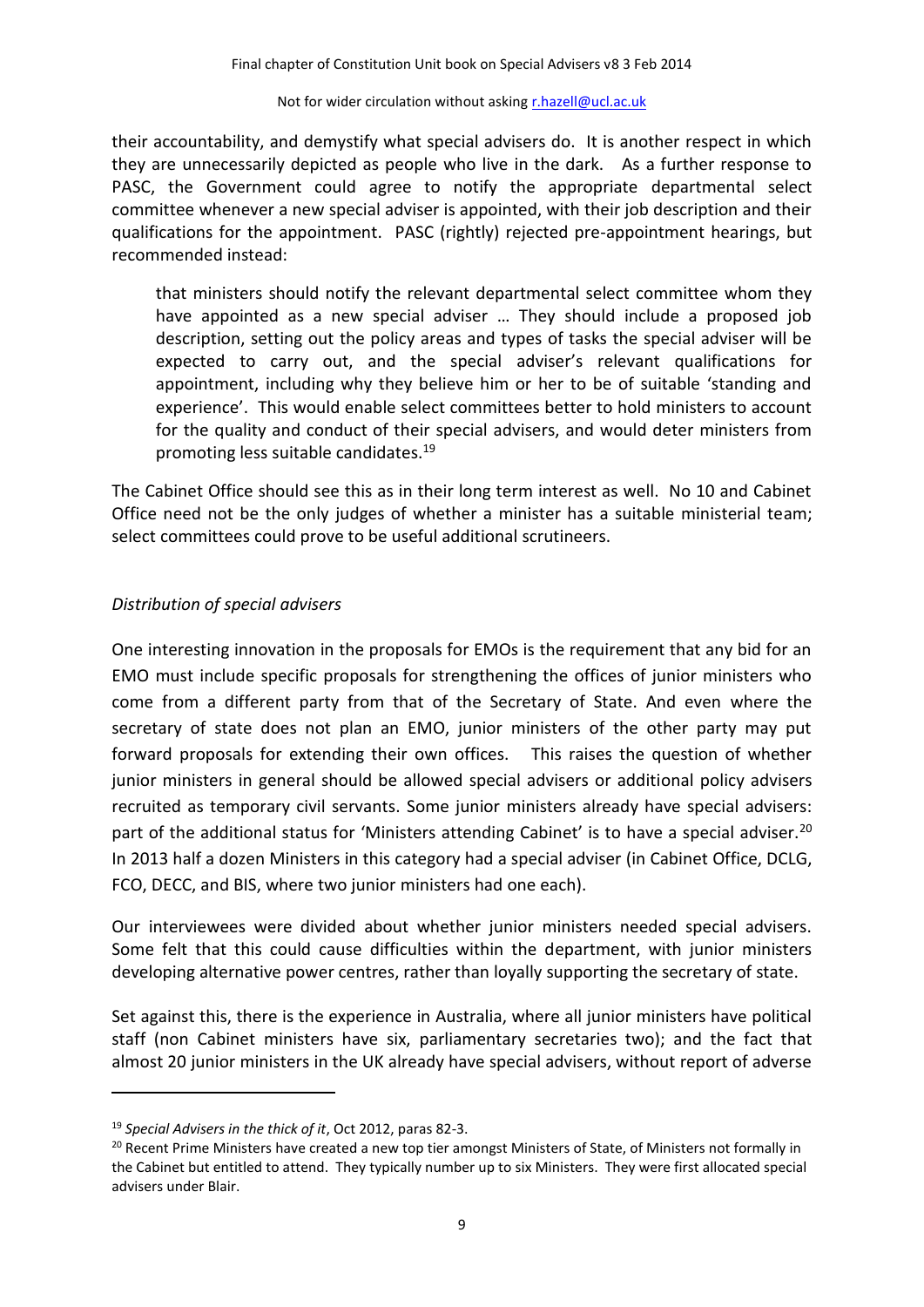their accountability, and demystify what special advisers do. It is another respect in which they are unnecessarily depicted as people who live in the dark. As a further response to PASC, the Government could agree to notify the appropriate departmental select committee whenever a new special adviser is appointed, with their job description and their qualifications for the appointment. PASC (rightly) rejected pre-appointment hearings, but recommended instead:

> that ministers should notify the relevant departmental select committee whom they have appointed as a new special adviser … They should include a proposed job description, setting out the policy areas and types of tasks the special adviser will be expected to carry out, and the special adviser's relevant qualifications for appointment, including why they believe him or her to be of suitable 'standing and experience'. This would enable select committees better to hold ministers to account for the quality and conduct of their special advisers, and would deter ministers from promoting less suitable candidates.[19]

The Cabinet Office should see this as in their long term interest as well. No 10 and Cabinet Office need not be the only judges of whether a minister has a suitable ministerial team; select committees could prove to be useful additional scrutineers.

*Distribution of special advisers*

One interesting innovation in the proposals for EMOs is the requirement that any bid for an EMO must include specific proposals for strengthening the offices of junior ministers who come from a different party from that of the Secretary of State. And even where the secretary of state does not plan an EMO, junior ministers of the other party may put forward proposals for extending their own offices. This raises the question of whether junior ministers in general should be allowed special advisers or additional policy advisers recruited as temporary civil servants. Some junior ministers already have special advisers: part of the additional status for 'Ministers attending Cabinet' is to have a special adviser.[20] In 2013 half a dozen Ministers in this category had a special adviser (in Cabinet Office, DCLG, FCO, DECC, and BIS, where two junior ministers had one each).

Our interviewees were divided about whether junior ministers needed special advisers. Some felt that this could cause difficulties within the department, with junior ministers developing alternative power centres, rather than loyally supporting the secretary of state.

Set against this, there is the experience in Australia, where all junior ministers have political staff (non Cabinet ministers have six, parliamentary secretaries two); and the fact that almost 20 junior ministers in the UK already have special advisers, without report of adverse

---

[19] *Special Advisers in the thick of it*, Oct 2012, paras 82-3.

[20] Recent Prime Ministers have created a new top tier amongst Ministers of State, of Ministers not formally in the Cabinet but entitled to attend. They typically number up to six Ministers. They were first allocated special advisers under Blair.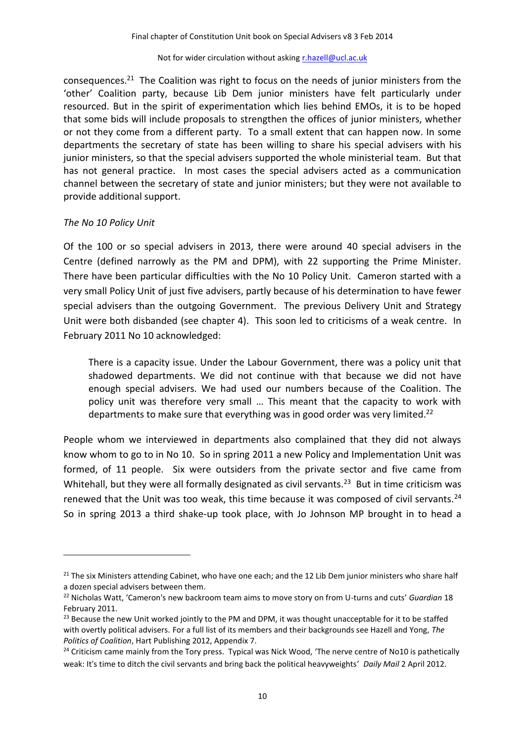consequences.[21] The Coalition was right to focus on the needs of junior ministers from the 'other' Coalition party, because Lib Dem junior ministers have felt particularly under resourced. But in the spirit of experimentation which lies behind EMOs, it is to be hoped that some bids will include proposals to strengthen the offices of junior ministers, whether or not they come from a different party. To a small extent that can happen now. In some departments the secretary of state has been willing to share his special advisers with his junior ministers, so that the special advisers supported the whole ministerial team. But that has not general practice. In most cases the special advisers acted as a communication channel between the secretary of state and junior ministers; but they were not available to provide additional support.

*The No 10 Policy Unit*

Of the 100 or so special advisers in 2013, there were around 40 special advisers in the Centre (defined narrowly as the PM and DPM), with 22 supporting the Prime Minister. There have been particular difficulties with the No 10 Policy Unit. Cameron started with a very small Policy Unit of just five advisers, partly because of his determination to have fewer special advisers than the outgoing Government. The previous Delivery Unit and Strategy Unit were both disbanded (see chapter 4). This soon led to criticisms of a weak centre. In February 2011 No 10 acknowledged:

> There is a capacity issue. Under the Labour Government, there was a policy unit that shadowed departments. We did not continue with that because we did not have enough special advisers. We had used our numbers because of the Coalition. The policy unit was therefore very small … This meant that the capacity to work with departments to make sure that everything was in good order was very limited.[22]

People whom we interviewed in departments also complained that they did not always know whom to go to in No 10. So in spring 2011 a new Policy and Implementation Unit was formed, of 11 people. Six were outsiders from the private sector and five came from Whitehall, but they were all formally designated as civil servants.[23] But in time criticism was renewed that the Unit was too weak, this time because it was composed of civil servants.[24] So in spring 2013 a third shake-up took place, with Jo Johnson MP brought in to head a

---

[21] The six Ministers attending Cabinet, who have one each; and the 12 Lib Dem junior ministers who share half a dozen special advisers between them.

[22] Nicholas Watt, 'Cameron's new backroom team aims to move story on from U-turns and cuts' *Guardian* 18 February 2011.

[23] Because the new Unit worked jointly to the PM and DPM, it was thought unacceptable for it to be staffed with overtly political advisers. For a full list of its members and their backgrounds see Hazell and Yong, *The Politics of Coalition*, Hart Publishing 2012, Appendix 7.

[24] Criticism came mainly from the Tory press. Typical was Nick Wood, 'The nerve centre of No10 is pathetically weak: It's time to ditch the civil servants and bring back the political heavyweights' *Daily Mail* 2 April 2012.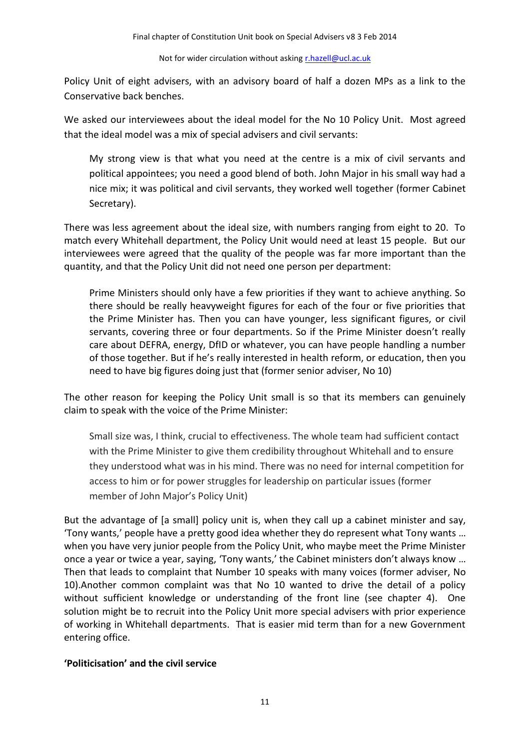Policy Unit of eight advisers, with an advisory board of half a dozen MPs as a link to the Conservative back benches.

We asked our interviewees about the ideal model for the No 10 Policy Unit. Most agreed that the ideal model was a mix of special advisers and civil servants:

> My strong view is that what you need at the centre is a mix of civil servants and political appointees; you need a good blend of both. John Major in his small way had a nice mix; it was political and civil servants, they worked well together (former Cabinet Secretary).

There was less agreement about the ideal size, with numbers ranging from eight to 20. To match every Whitehall department, the Policy Unit would need at least 15 people. But our interviewees were agreed that the quality of the people was far more important than the quantity, and that the Policy Unit did not need one person per department:

> Prime Ministers should only have a few priorities if they want to achieve anything. So there should be really heavyweight figures for each of the four or five priorities that the Prime Minister has. Then you can have younger, less significant figures, or civil servants, covering three or four departments. So if the Prime Minister doesn't really care about DEFRA, energy, DfID or whatever, you can have people handling a number of those together. But if he's really interested in health reform, or education, then you need to have big figures doing just that (former senior adviser, No 10)

The other reason for keeping the Policy Unit small is so that its members can genuinely claim to speak with the voice of the Prime Minister:

> Small size was, I think, crucial to effectiveness. The whole team had sufficient contact with the Prime Minister to give them credibility throughout Whitehall and to ensure they understood what was in his mind. There was no need for internal competition for access to him or for power struggles for leadership on particular issues (former member of John Major's Policy Unit)

But the advantage of [a small] policy unit is, when they call up a cabinet minister and say, 'Tony wants,' people have a pretty good idea whether they do represent what Tony wants … when you have very junior people from the Policy Unit, who maybe meet the Prime Minister once a year or twice a year, saying, 'Tony wants,' the Cabinet ministers don't always know … Then that leads to complaint that Number 10 speaks with many voices (former adviser, No 10).Another common complaint was that No 10 wanted to drive the detail of a policy without sufficient knowledge or understanding of the front line (see chapter 4). One solution might be to recruit into the Policy Unit more special advisers with prior experience of working in Whitehall departments. That is easier mid term than for a new Government entering office.

## 'Politicisation' and the civil service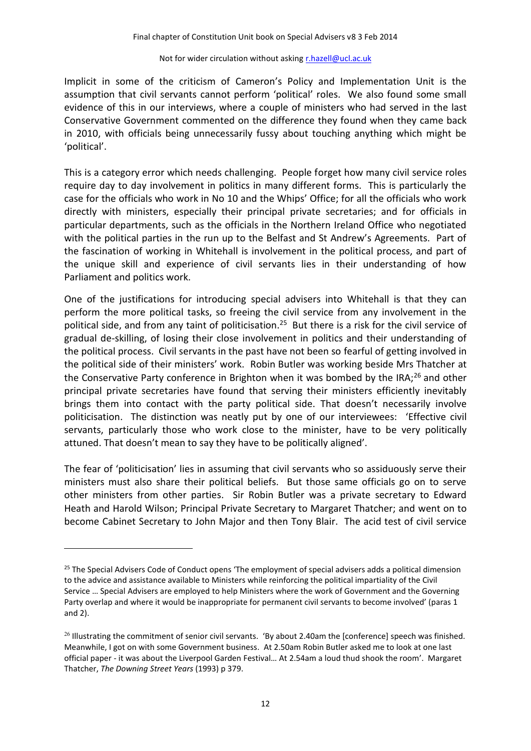Implicit in some of the criticism of Cameron's Policy and Implementation Unit is the assumption that civil servants cannot perform 'political' roles. We also found some small evidence of this in our interviews, where a couple of ministers who had served in the last Conservative Government commented on the difference they found when they came back in 2010, with officials being unnecessarily fussy about touching anything which might be 'political'.

This is a category error which needs challenging. People forget how many civil service roles require day to day involvement in politics in many different forms. This is particularly the case for the officials who work in No 10 and the Whips' Office; for all the officials who work directly with ministers, especially their principal private secretaries; and for officials in particular departments, such as the officials in the Northern Ireland Office who negotiated with the political parties in the run up to the Belfast and St Andrew's Agreements. Part of the fascination of working in Whitehall is involvement in the political process, and part of the unique skill and experience of civil servants lies in their understanding of how Parliament and politics work.

One of the justifications for introducing special advisers into Whitehall is that they can perform the more political tasks, so freeing the civil service from any involvement in the political side, and from any taint of politicisation.[25] But there is a risk for the civil service of gradual de-skilling, of losing their close involvement in politics and their understanding of the political process. Civil servants in the past have not been so fearful of getting involved in the political side of their ministers' work. Robin Butler was working beside Mrs Thatcher at the Conservative Party conference in Brighton when it was bombed by the IRA;[26] and other principal private secretaries have found that serving their ministers efficiently inevitably brings them into contact with the party political side. That doesn't necessarily involve politicisation. The distinction was neatly put by one of our interviewees: 'Effective civil servants, particularly those who work close to the minister, have to be very politically attuned. That doesn't mean to say they have to be politically aligned'.

The fear of 'politicisation' lies in assuming that civil servants who so assiduously serve their ministers must also share their political beliefs. But those same officials go on to serve other ministers from other parties. Sir Robin Butler was a private secretary to Edward Heath and Harold Wilson; Principal Private Secretary to Margaret Thatcher; and went on to become Cabinet Secretary to John Major and then Tony Blair. The acid test of civil service

---

[25] The Special Advisers Code of Conduct opens 'The employment of special advisers adds a political dimension to the advice and assistance available to Ministers while reinforcing the political impartiality of the Civil Service … Special Advisers are employed to help Ministers where the work of Government and the Governing Party overlap and where it would be inappropriate for permanent civil servants to become involved' (paras 1 and 2).

[26] Illustrating the commitment of senior civil servants. 'By about 2.40am the [conference] speech was finished. Meanwhile, I got on with some Government business. At 2.50am Robin Butler asked me to look at one last official paper - it was about the Liverpool Garden Festival… At 2.54am a loud thud shook the room'. Margaret Thatcher, *The Downing Street Years* (1993) p 379.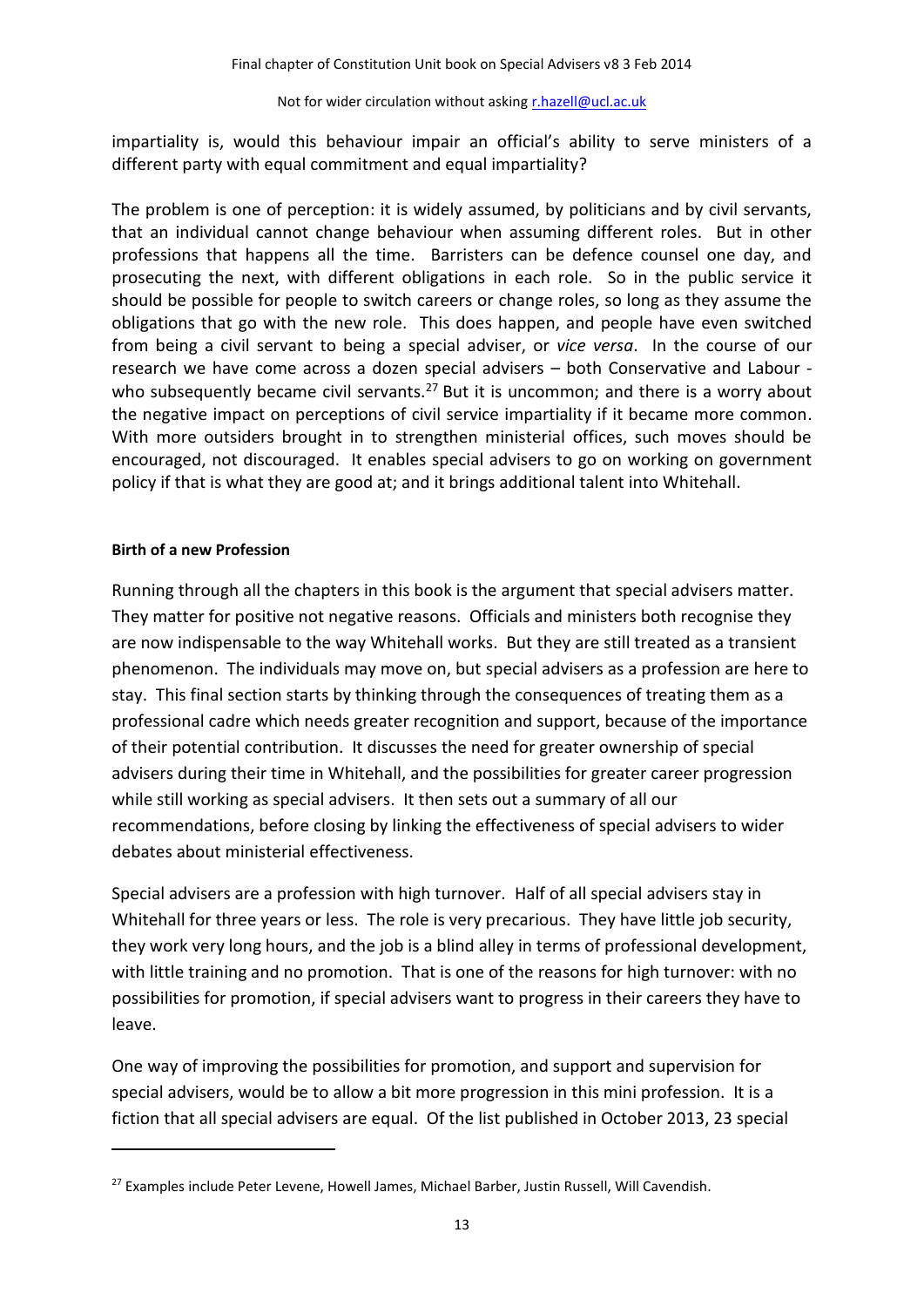impartiality is, would this behaviour impair an official's ability to serve ministers of a different party with equal commitment and equal impartiality?

The problem is one of perception: it is widely assumed, by politicians and by civil servants, that an individual cannot change behaviour when assuming different roles. But in other professions that happens all the time. Barristers can be defence counsel one day, and prosecuting the next, with different obligations in each role. So in the public service it should be possible for people to switch careers or change roles, so long as they assume the obligations that go with the new role. This does happen, and people have even switched from being a civil servant to being a special adviser, or *vice versa*. In the course of our research we have come across a dozen special advisers – both Conservative and Labour - who subsequently became civil servants.[27] But it is uncommon; and there is a worry about the negative impact on perceptions of civil service impartiality if it became more common. With more outsiders brought in to strengthen ministerial offices, such moves should be encouraged, not discouraged. It enables special advisers to go on working on government policy if that is what they are good at; and it brings additional talent into Whitehall.

**Birth of a new Profession**

Running through all the chapters in this book is the argument that special advisers matter. They matter for positive not negative reasons. Officials and ministers both recognise they are now indispensable to the way Whitehall works. But they are still treated as a transient phenomenon. The individuals may move on, but special advisers as a profession are here to stay. This final section starts by thinking through the consequences of treating them as a professional cadre which needs greater recognition and support, because of the importance of their potential contribution. It discusses the need for greater ownership of special advisers during their time in Whitehall, and the possibilities for greater career progression while still working as special advisers. It then sets out a summary of all our recommendations, before closing by linking the effectiveness of special advisers to wider debates about ministerial effectiveness.

Special advisers are a profession with high turnover. Half of all special advisers stay in Whitehall for three years or less. The role is very precarious. They have little job security, they work very long hours, and the job is a blind alley in terms of professional development, with little training and no promotion. That is one of the reasons for high turnover: with no possibilities for promotion, if special advisers want to progress in their careers they have to leave.

One way of improving the possibilities for promotion, and support and supervision for special advisers, would be to allow a bit more progression in this mini profession. It is a fiction that all special advisers are equal. Of the list published in October 2013, 23 special

---

[27] Examples include Peter Levene, Howell James, Michael Barber, Justin Russell, Will Cavendish.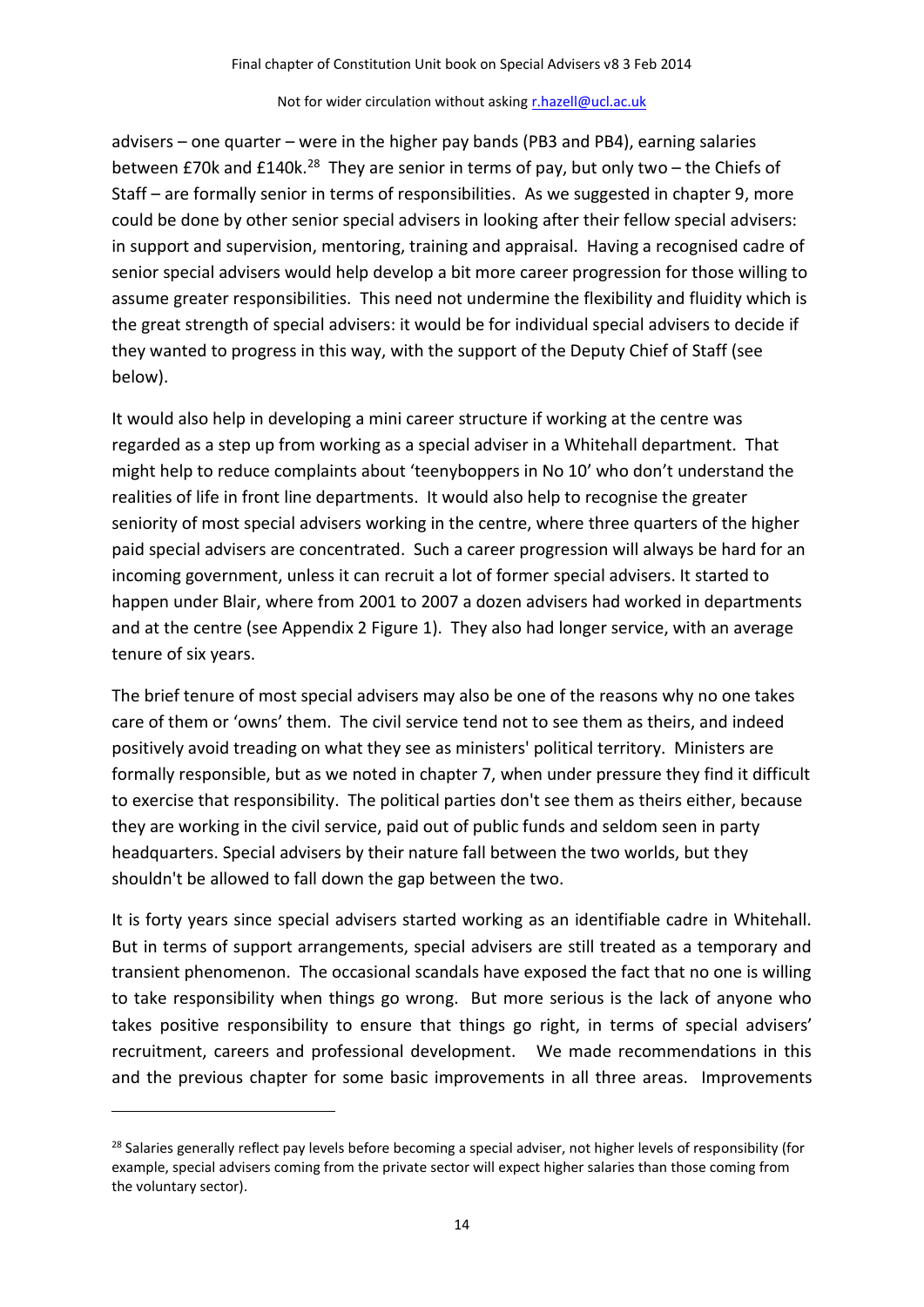advisers – one quarter – were in the higher pay bands (PB3 and PB4), earning salaries between £70k and £140k.[28] They are senior in terms of pay, but only two – the Chiefs of Staff – are formally senior in terms of responsibilities. As we suggested in chapter 9, more could be done by other senior special advisers in looking after their fellow special advisers: in support and supervision, mentoring, training and appraisal. Having a recognised cadre of senior special advisers would help develop a bit more career progression for those willing to assume greater responsibilities. This need not undermine the flexibility and fluidity which is the great strength of special advisers: it would be for individual special advisers to decide if they wanted to progress in this way, with the support of the Deputy Chief of Staff (see below).

It would also help in developing a mini career structure if working at the centre was regarded as a step up from working as a special adviser in a Whitehall department. That might help to reduce complaints about 'teenyboppers in No 10' who don't understand the realities of life in front line departments. It would also help to recognise the greater seniority of most special advisers working in the centre, where three quarters of the higher paid special advisers are concentrated. Such a career progression will always be hard for an incoming government, unless it can recruit a lot of former special advisers. It started to happen under Blair, where from 2001 to 2007 a dozen advisers had worked in departments and at the centre (see Appendix 2 Figure 1). They also had longer service, with an average tenure of six years.

The brief tenure of most special advisers may also be one of the reasons why no one takes care of them or 'owns' them. The civil service tend not to see them as theirs, and indeed positively avoid treading on what they see as ministers' political territory. Ministers are formally responsible, but as we noted in chapter 7, when under pressure they find it difficult to exercise that responsibility. The political parties don't see them as theirs either, because they are working in the civil service, paid out of public funds and seldom seen in party headquarters. Special advisers by their nature fall between the two worlds, but they shouldn't be allowed to fall down the gap between the two.

It is forty years since special advisers started working as an identifiable cadre in Whitehall. But in terms of support arrangements, special advisers are still treated as a temporary and transient phenomenon. The occasional scandals have exposed the fact that no one is willing to take responsibility when things go wrong. But more serious is the lack of anyone who takes positive responsibility to ensure that things go right, in terms of special advisers' recruitment, careers and professional development. We made recommendations in this and the previous chapter for some basic improvements in all three areas. Improvements

[28] Salaries generally reflect pay levels before becoming a special adviser, not higher levels of responsibility (for example, special advisers coming from the private sector will expect higher salaries than those coming from the voluntary sector).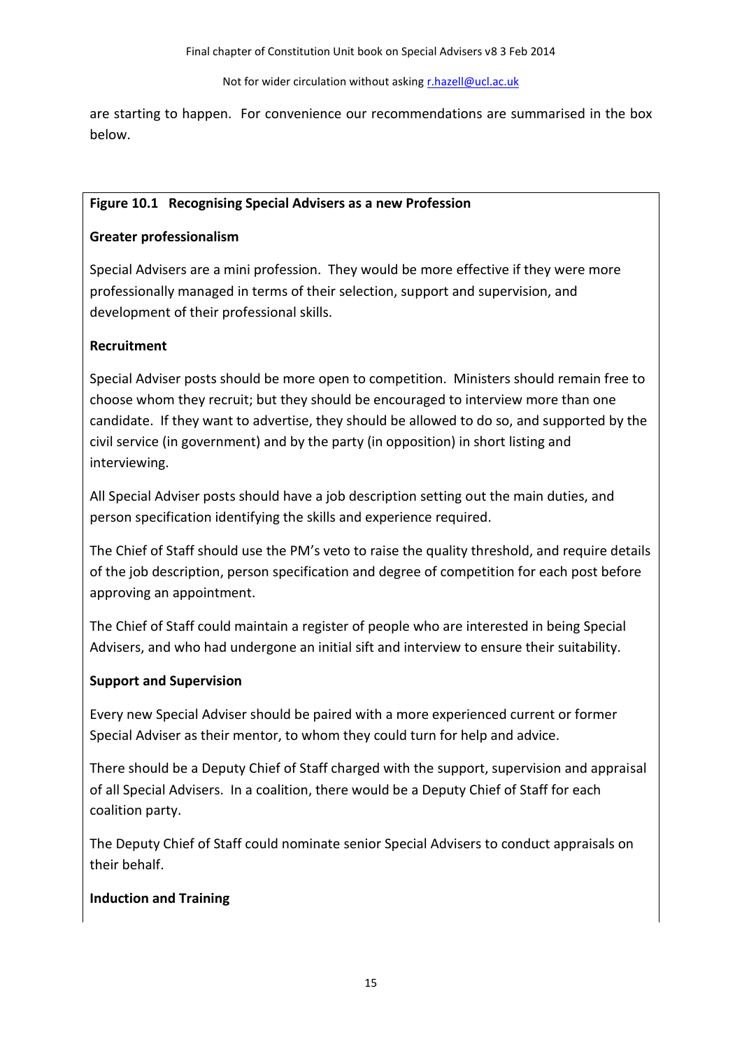are starting to happen. For convenience our recommendations are summarised in the box below.

**Figure 10.1 Recognising Special Advisers as a new Profession**

**Greater professionalism**

Special Advisers are a mini profession. They would be more effective if they were more professionally managed in terms of their selection, support and supervision, and development of their professional skills.

**Recruitment**

Special Adviser posts should be more open to competition. Ministers should remain free to choose whom they recruit; but they should be encouraged to interview more than one candidate. If they want to advertise, they should be allowed to do so, and supported by the civil service (in government) and by the party (in opposition) in short listing and interviewing.

All Special Adviser posts should have a job description setting out the main duties, and person specification identifying the skills and experience required.

The Chief of Staff should use the PM's veto to raise the quality threshold, and require details of the job description, person specification and degree of competition for each post before approving an appointment.

The Chief of Staff could maintain a register of people who are interested in being Special Advisers, and who had undergone an initial sift and interview to ensure their suitability.

**Support and Supervision**

Every new Special Adviser should be paired with a more experienced current or former Special Adviser as their mentor, to whom they could turn for help and advice.

There should be a Deputy Chief of Staff charged with the support, supervision and appraisal of all Special Advisers. In a coalition, there would be a Deputy Chief of Staff for each coalition party.

The Deputy Chief of Staff could nominate senior Special Advisers to conduct appraisals on their behalf.

**Induction and Training**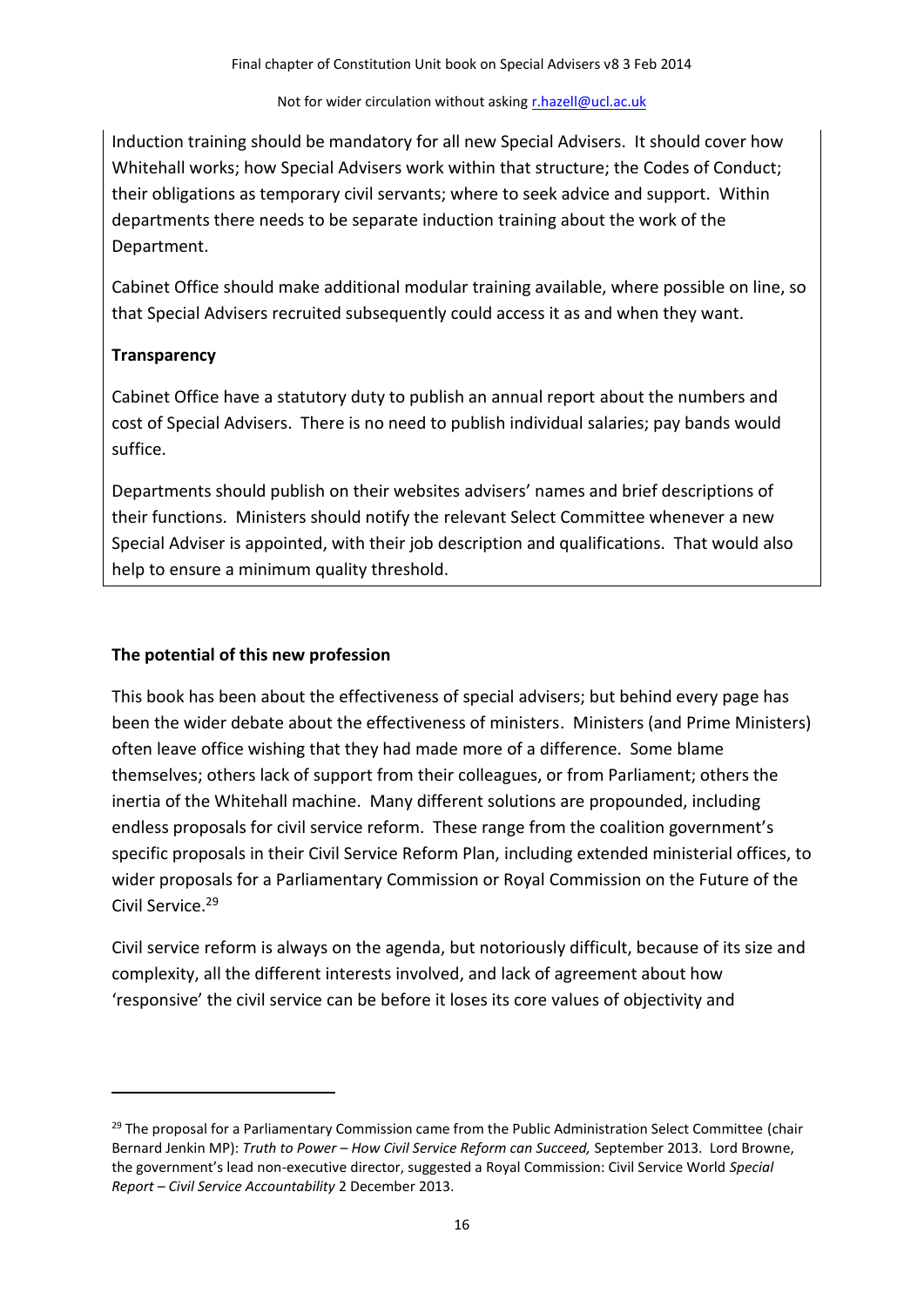Induction training should be mandatory for all new Special Advisers. It should cover how Whitehall works; how Special Advisers work within that structure; the Codes of Conduct; their obligations as temporary civil servants; where to seek advice and support. Within departments there needs to be separate induction training about the work of the Department.

Cabinet Office should make additional modular training available, where possible on line, so that Special Advisers recruited subsequently could access it as and when they want.

**Transparency**

Cabinet Office have a statutory duty to publish an annual report about the numbers and cost of Special Advisers. There is no need to publish individual salaries; pay bands would suffice.

Departments should publish on their websites advisers' names and brief descriptions of their functions. Ministers should notify the relevant Select Committee whenever a new Special Adviser is appointed, with their job description and qualifications. That would also help to ensure a minimum quality threshold.

## The potential of this new profession

This book has been about the effectiveness of special advisers; but behind every page has been the wider debate about the effectiveness of ministers. Ministers (and Prime Ministers) often leave office wishing that they had made more of a difference. Some blame themselves; others lack of support from their colleagues, or from Parliament; others the inertia of the Whitehall machine. Many different solutions are propounded, including endless proposals for civil service reform. These range from the coalition government's specific proposals in their Civil Service Reform Plan, including extended ministerial offices, to wider proposals for a Parliamentary Commission or Royal Commission on the Future of the Civil Service.[29]

Civil service reform is always on the agenda, but notoriously difficult, because of its size and complexity, all the different interests involved, and lack of agreement about how 'responsive' the civil service can be before it loses its core values of objectivity and

---

[29] The proposal for a Parliamentary Commission came from the Public Administration Select Committee (chair Bernard Jenkin MP): *Truth to Power – How Civil Service Reform can Succeed,* September 2013. Lord Browne, the government's lead non-executive director, suggested a Royal Commission: Civil Service World *Special Report – Civil Service Accountability* 2 December 2013.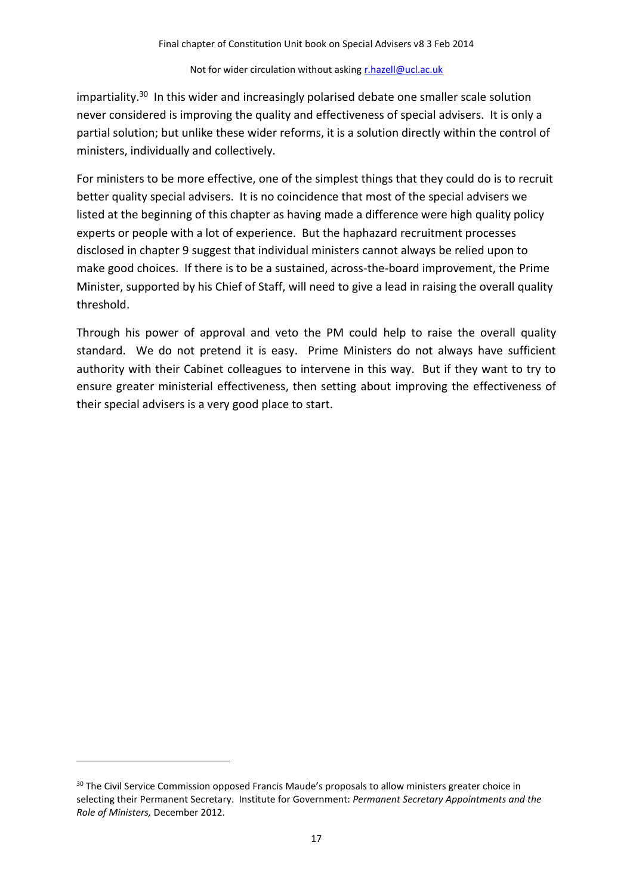impartiality.[30] In this wider and increasingly polarised debate one smaller scale solution never considered is improving the quality and effectiveness of special advisers. It is only a partial solution; but unlike these wider reforms, it is a solution directly within the control of ministers, individually and collectively.

For ministers to be more effective, one of the simplest things that they could do is to recruit better quality special advisers. It is no coincidence that most of the special advisers we listed at the beginning of this chapter as having made a difference were high quality policy experts or people with a lot of experience. But the haphazard recruitment processes disclosed in chapter 9 suggest that individual ministers cannot always be relied upon to make good choices. If there is to be a sustained, across-the-board improvement, the Prime Minister, supported by his Chief of Staff, will need to give a lead in raising the overall quality threshold.

Through his power of approval and veto the PM could help to raise the overall quality standard. We do not pretend it is easy. Prime Ministers do not always have sufficient authority with their Cabinet colleagues to intervene in this way. But if they want to try to ensure greater ministerial effectiveness, then setting about improving the effectiveness of their special advisers is a very good place to start.

---

[30] The Civil Service Commission opposed Francis Maude's proposals to allow ministers greater choice in selecting their Permanent Secretary. Institute for Government: *Permanent Secretary Appointments and the Role of Ministers,* December 2012.